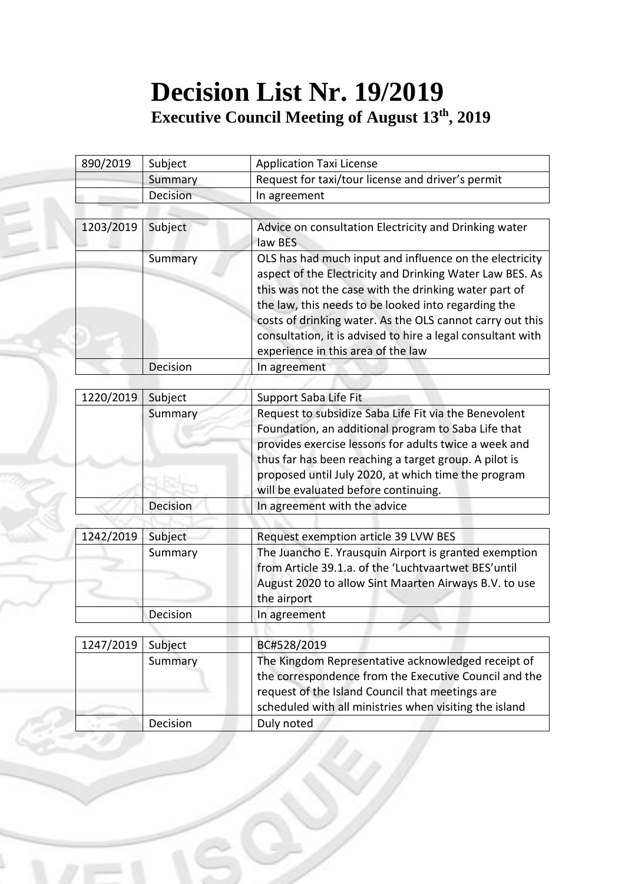# Decision List Nr. 19/2019

## Executive Council Meeting of August 13th, 2019

| 890/2019 | Subject | Application Taxi License |
|---|---|---|
| | Summary | Request for taxi/tour license and driver's permit |
| | Decision | In agreement |

| 1203/2019 | Subject | Advice on consultation Electricity and Drinking water law BES |
|---|---|---|
| | Summary | OLS has had much input and influence on the electricity aspect of the Electricity and Drinking Water Law BES. As this was not the case with the drinking water part of the law, this needs to be looked into regarding the costs of drinking water. As the OLS cannot carry out this consultation, it is advised to hire a legal consultant with experience in this area of the law |
| | Decision | In agreement |

| 1220/2019 | Subject | Support Saba Life Fit |
|---|---|---|
| | Summary | Request to subsidize Saba Life Fit via the Benevolent Foundation, an additional program to Saba Life that provides exercise lessons for adults twice a week and thus far has been reaching a target group. A pilot is proposed until July 2020, at which time the program will be evaluated before continuing. |
| | Decision | In agreement with the advice |

| 1242/2019 | Subject | Request exemption article 39 LVW BES |
|---|---|---|
| | Summary | The Juancho E. Yrausquin Airport is granted exemption from Article 39.1.a. of the 'Luchtvaartwet BES'until August 2020 to allow Sint Maarten Airways B.V. to use the airport |
| | Decision | In agreement |

| 1247/2019 | Subject | BC#528/2019 |
|---|---|---|
| | Summary | The Kingdom Representative acknowledged receipt of the correspondence from the Executive Council and the request of the Island Council that meetings are scheduled with all ministries when visiting the island |
| | Decision | Duly noted |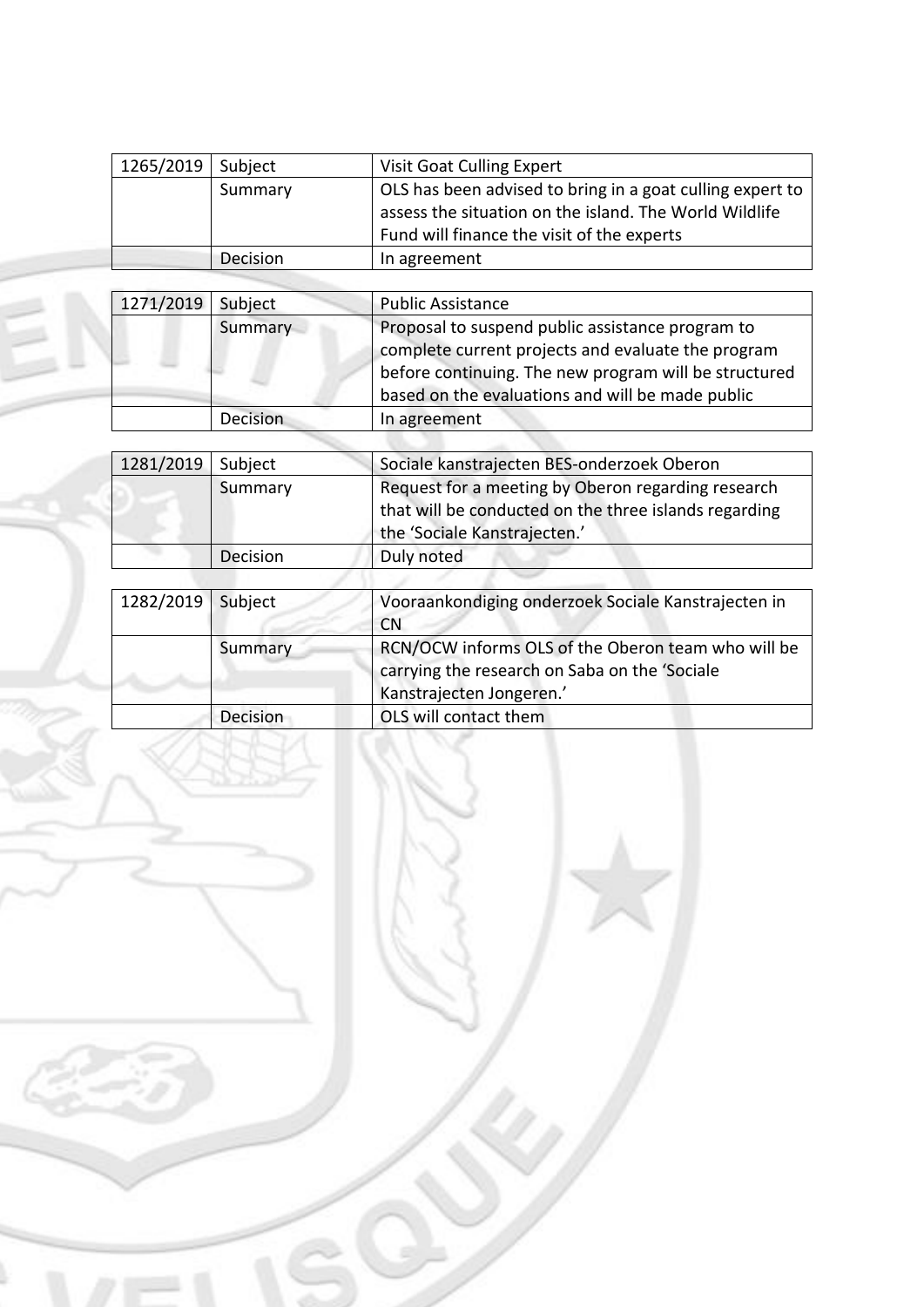| | | |
|---|---|---|
| 1265/2019 | Subject | Visit Goat Culling Expert |
| | Summary | OLS has been advised to bring in a goat culling expert to assess the situation on the island. The World Wildlife Fund will finance the visit of the experts |
| | Decision | In agreement |

| | | |
|---|---|---|
| 1271/2019 | Subject | Public Assistance |
| | Summary | Proposal to suspend public assistance program to complete current projects and evaluate the program before continuing. The new program will be structured based on the evaluations and will be made public |
| | Decision | In agreement |

| | | |
|---|---|---|
| 1281/2019 | Subject | Sociale kanstrajecten BES-onderzoek Oberon |
| | Summary | Request for a meeting by Oberon regarding research that will be conducted on the three islands regarding the 'Sociale Kanstrajecten.' |
| | Decision | Duly noted |

| | | |
|---|---|---|
| 1282/2019 | Subject | Vooraankondiging onderzoek Sociale Kanstrajecten in CN |
| | Summary | RCN/OCW informs OLS of the Oberon team who will be carrying the research on Saba on the 'Sociale Kanstrajecten Jongeren.' |
| | Decision | OLS will contact them |